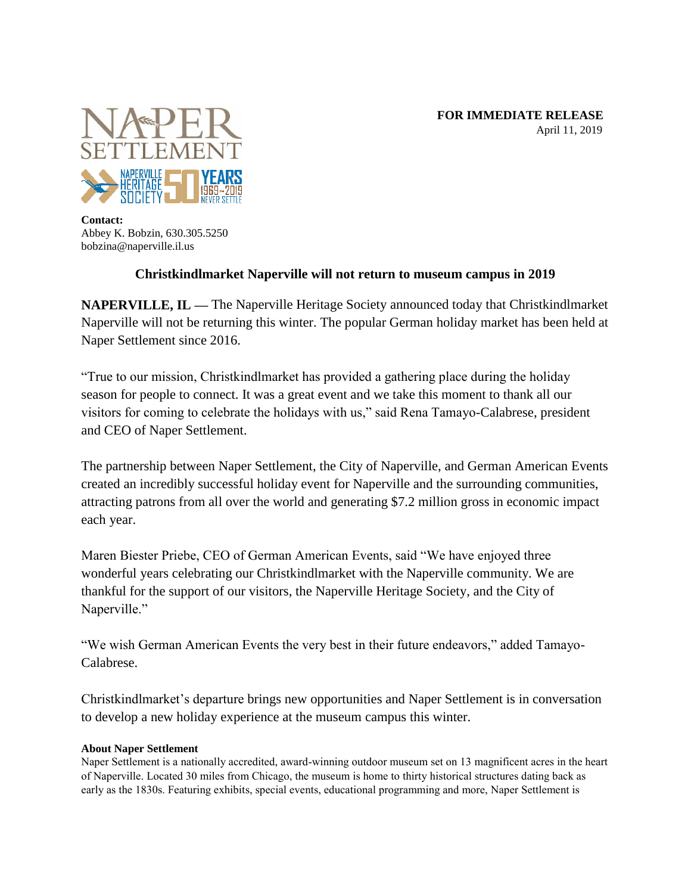**FOR IMMEDIATE RELEASE**
April 11, 2019

**Contact:**
Abbey K. Bobzin, 630.305.5250
bobzina@naperville.il.us

## Christkindlmarket Naperville will not return to museum campus in 2019

**NAPERVILLE, IL —** The Naperville Heritage Society announced today that Christkindlmarket Naperville will not be returning this winter. The popular German holiday market has been held at Naper Settlement since 2016.

"True to our mission, Christkindlmarket has provided a gathering place during the holiday season for people to connect. It was a great event and we take this moment to thank all our visitors for coming to celebrate the holidays with us," said Rena Tamayo-Calabrese, president and CEO of Naper Settlement.

The partnership between Naper Settlement, the City of Naperville, and German American Events created an incredibly successful holiday event for Naperville and the surrounding communities, attracting patrons from all over the world and generating $7.2 million gross in economic impact each year.

Maren Biester Priebe, CEO of German American Events, said "We have enjoyed three wonderful years celebrating our Christkindlmarket with the Naperville community. We are thankful for the support of our visitors, the Naperville Heritage Society, and the City of Naperville."

"We wish German American Events the very best in their future endeavors," added Tamayo-Calabrese.

Christkindlmarket's departure brings new opportunities and Naper Settlement is in conversation to develop a new holiday experience at the museum campus this winter.

**About Naper Settlement**
Naper Settlement is a nationally accredited, award-winning outdoor museum set on 13 magnificent acres in the heart of Naperville. Located 30 miles from Chicago, the museum is home to thirty historical structures dating back as early as the 1830s. Featuring exhibits, special events, educational programming and more, Naper Settlement is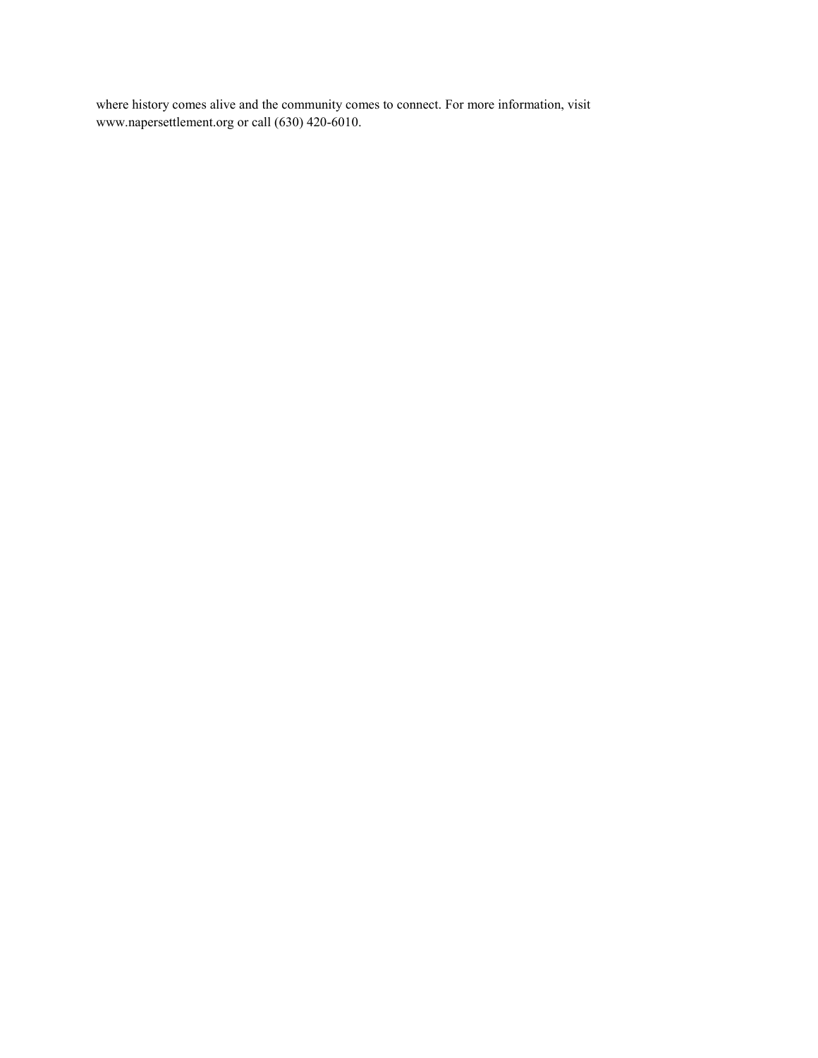where history comes alive and the community comes to connect. For more information, visit www.napersettlement.org or call (630) 420-6010.